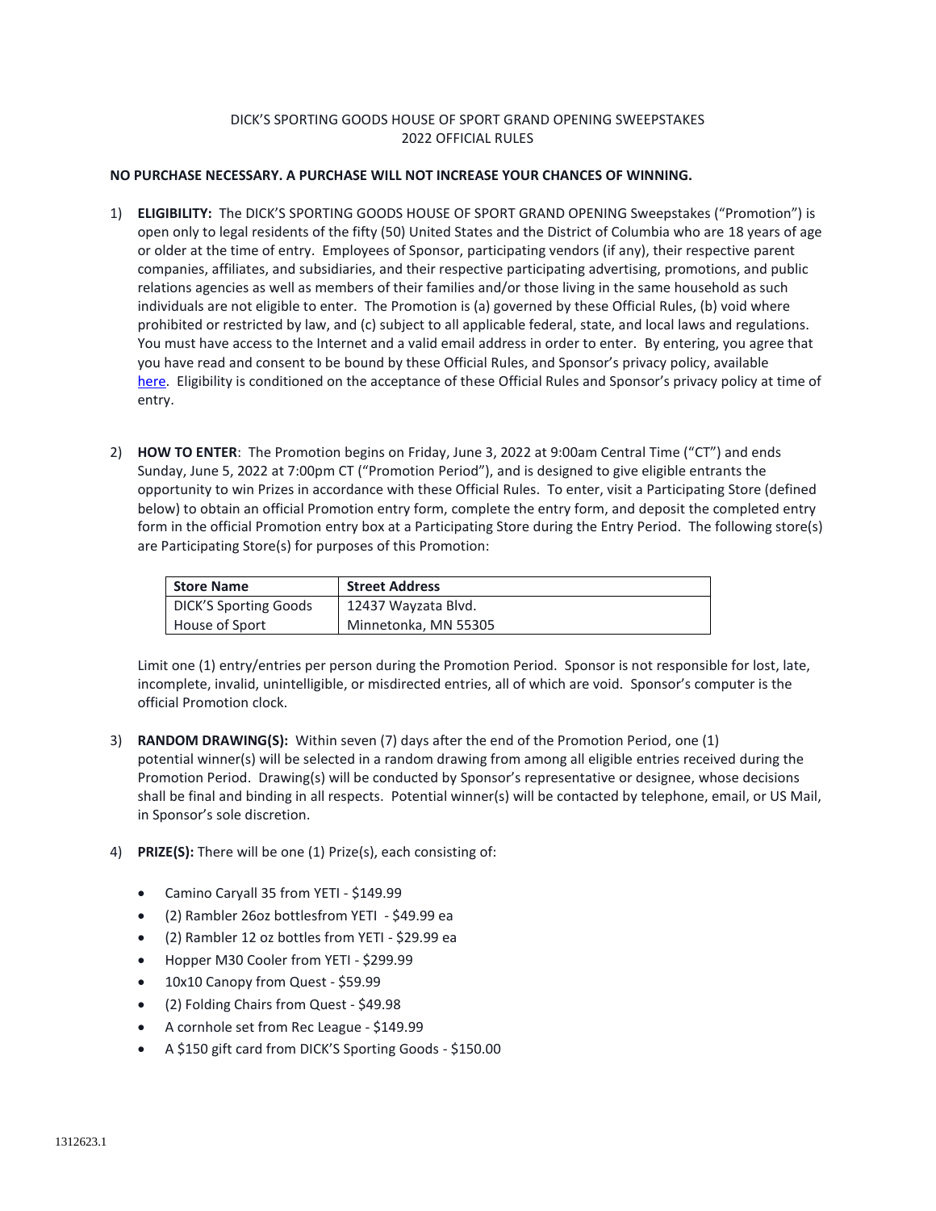DICK'S SPORTING GOODS HOUSE OF SPORT GRAND OPENING SWEEPSTAKES
2022 OFFICIAL RULES

**NO PURCHASE NECESSARY. A PURCHASE WILL NOT INCREASE YOUR CHANCES OF WINNING.**

1) **ELIGIBILITY:** The DICK'S SPORTING GOODS HOUSE OF SPORT GRAND OPENING Sweepstakes ("Promotion") is open only to legal residents of the fifty (50) United States and the District of Columbia who are 18 years of age or older at the time of entry. Employees of Sponsor, participating vendors (if any), their respective parent companies, affiliates, and subsidiaries, and their respective participating advertising, promotions, and public relations agencies as well as members of their families and/or those living in the same household as such individuals are not eligible to enter. The Promotion is (a) governed by these Official Rules, (b) void where prohibited or restricted by law, and (c) subject to all applicable federal, state, and local laws and regulations. You must have access to the Internet and a valid email address in order to enter. By entering, you agree that you have read and consent to be bound by these Official Rules, and Sponsor's privacy policy, available here. Eligibility is conditioned on the acceptance of these Official Rules and Sponsor's privacy policy at time of entry.

2) **HOW TO ENTER**: The Promotion begins on Friday, June 3, 2022 at 9:00am Central Time ("CT") and ends Sunday, June 5, 2022 at 7:00pm CT ("Promotion Period"), and is designed to give eligible entrants the opportunity to win Prizes in accordance with these Official Rules. To enter, visit a Participating Store (defined below) to obtain an official Promotion entry form, complete the entry form, and deposit the completed entry form in the official Promotion entry box at a Participating Store during the Entry Period. The following store(s) are Participating Store(s) for purposes of this Promotion:

| Store Name | Street Address |
|---|---|
| DICK'S Sporting Goods House of Sport | 12437 Wayzata Blvd. Minnetonka, MN 55305 |

Limit one (1) entry/entries per person during the Promotion Period. Sponsor is not responsible for lost, late, incomplete, invalid, unintelligible, or misdirected entries, all of which are void. Sponsor's computer is the official Promotion clock.

3) **RANDOM DRAWING(S):** Within seven (7) days after the end of the Promotion Period, one (1) potential winner(s) will be selected in a random drawing from among all eligible entries received during the Promotion Period. Drawing(s) will be conducted by Sponsor's representative or designee, whose decisions shall be final and binding in all respects. Potential winner(s) will be contacted by telephone, email, or US Mail, in Sponsor's sole discretion.

4) **PRIZE(S):** There will be one (1) Prize(s), each consisting of:

- Camino Caryall 35 from YETI - $149.99
- (2) Rambler 26oz bottlesfrom YETI - $49.99 ea
- (2) Rambler 12 oz bottles from YETI - $29.99 ea
- Hopper M30 Cooler from YETI - $299.99
- 10x10 Canopy from Quest - $59.99
- (2) Folding Chairs from Quest - $49.98
- A cornhole set from Rec League - $149.99
- A $150 gift card from DICK'S Sporting Goods - $150.00

1312623.1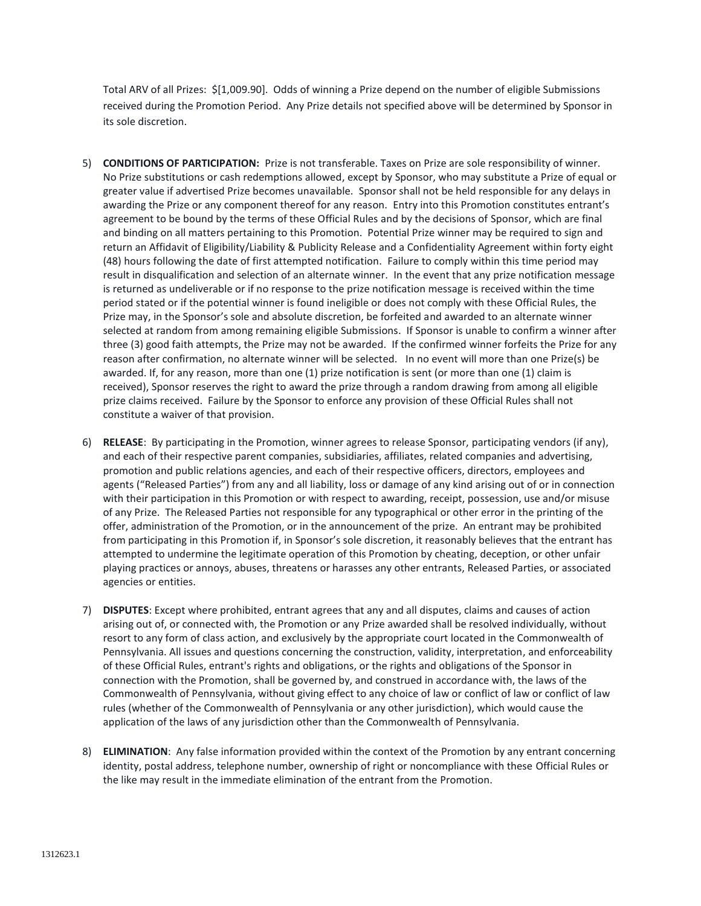Total ARV of all Prizes: $[1,009.90]. Odds of winning a Prize depend on the number of eligible Submissions received during the Promotion Period. Any Prize details not specified above will be determined by Sponsor in its sole discretion.

5) **CONDITIONS OF PARTICIPATION:** Prize is not transferable. Taxes on Prize are sole responsibility of winner. No Prize substitutions or cash redemptions allowed, except by Sponsor, who may substitute a Prize of equal or greater value if advertised Prize becomes unavailable. Sponsor shall not be held responsible for any delays in awarding the Prize or any component thereof for any reason. Entry into this Promotion constitutes entrant's agreement to be bound by the terms of these Official Rules and by the decisions of Sponsor, which are final and binding on all matters pertaining to this Promotion. Potential Prize winner may be required to sign and return an Affidavit of Eligibility/Liability & Publicity Release and a Confidentiality Agreement within forty eight (48) hours following the date of first attempted notification. Failure to comply within this time period may result in disqualification and selection of an alternate winner. In the event that any prize notification message is returned as undeliverable or if no response to the prize notification message is received within the time period stated or if the potential winner is found ineligible or does not comply with these Official Rules, the Prize may, in the Sponsor's sole and absolute discretion, be forfeited and awarded to an alternate winner selected at random from among remaining eligible Submissions. If Sponsor is unable to confirm a winner after three (3) good faith attempts, the Prize may not be awarded. If the confirmed winner forfeits the Prize for any reason after confirmation, no alternate winner will be selected. In no event will more than one Prize(s) be awarded. If, for any reason, more than one (1) prize notification is sent (or more than one (1) claim is received), Sponsor reserves the right to award the prize through a random drawing from among all eligible prize claims received. Failure by the Sponsor to enforce any provision of these Official Rules shall not constitute a waiver of that provision.

6) **RELEASE**: By participating in the Promotion, winner agrees to release Sponsor, participating vendors (if any), and each of their respective parent companies, subsidiaries, affiliates, related companies and advertising, promotion and public relations agencies, and each of their respective officers, directors, employees and agents ("Released Parties") from any and all liability, loss or damage of any kind arising out of or in connection with their participation in this Promotion or with respect to awarding, receipt, possession, use and/or misuse of any Prize. The Released Parties not responsible for any typographical or other error in the printing of the offer, administration of the Promotion, or in the announcement of the prize. An entrant may be prohibited from participating in this Promotion if, in Sponsor's sole discretion, it reasonably believes that the entrant has attempted to undermine the legitimate operation of this Promotion by cheating, deception, or other unfair playing practices or annoys, abuses, threatens or harasses any other entrants, Released Parties, or associated agencies or entities.

7) **DISPUTES**: Except where prohibited, entrant agrees that any and all disputes, claims and causes of action arising out of, or connected with, the Promotion or any Prize awarded shall be resolved individually, without resort to any form of class action, and exclusively by the appropriate court located in the Commonwealth of Pennsylvania. All issues and questions concerning the construction, validity, interpretation, and enforceability of these Official Rules, entrant's rights and obligations, or the rights and obligations of the Sponsor in connection with the Promotion, shall be governed by, and construed in accordance with, the laws of the Commonwealth of Pennsylvania, without giving effect to any choice of law or conflict of law or conflict of law rules (whether of the Commonwealth of Pennsylvania or any other jurisdiction), which would cause the application of the laws of any jurisdiction other than the Commonwealth of Pennsylvania.

8) **ELIMINATION**: Any false information provided within the context of the Promotion by any entrant concerning identity, postal address, telephone number, ownership of right or noncompliance with these Official Rules or the like may result in the immediate elimination of the entrant from the Promotion.

1312623.1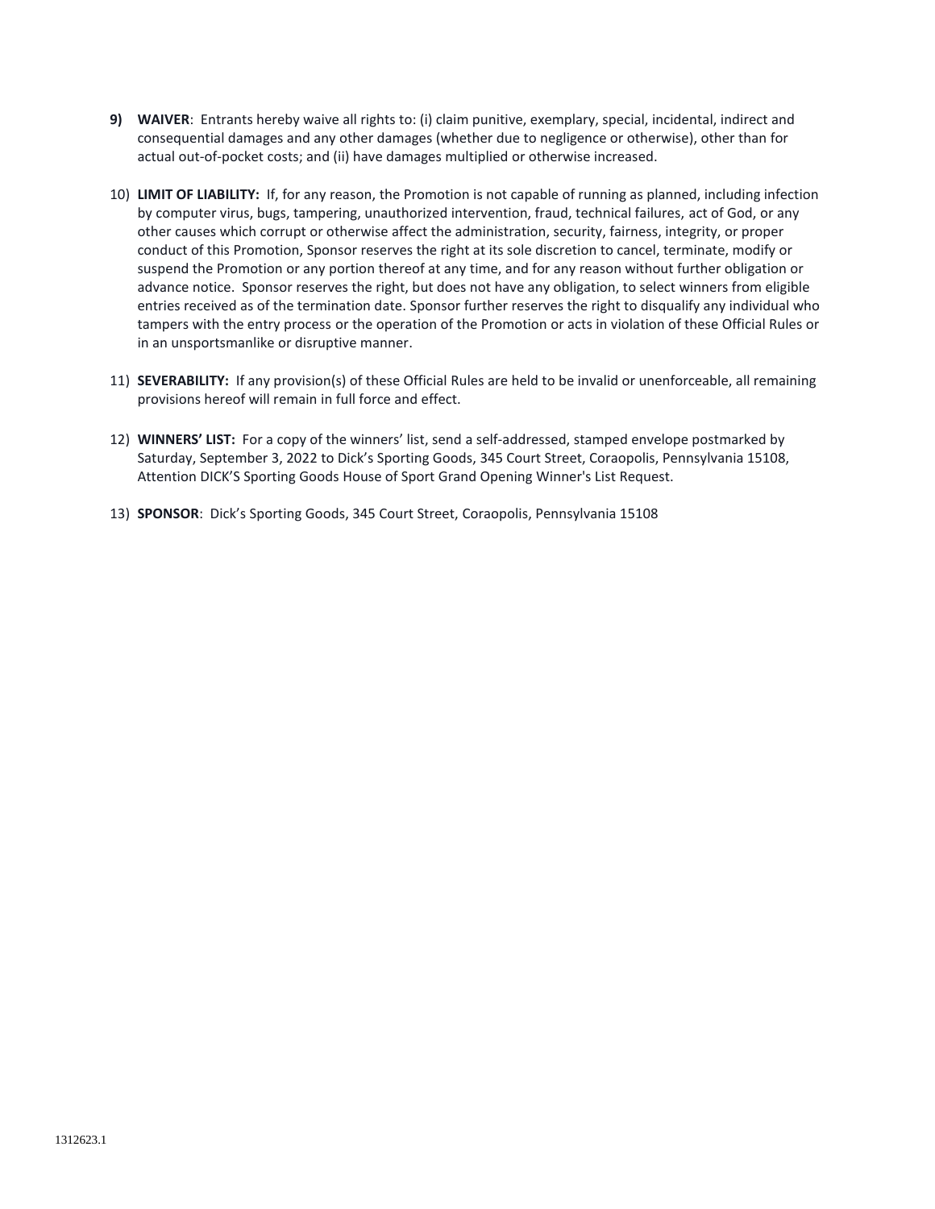9) **WAIVER**: Entrants hereby waive all rights to: (i) claim punitive, exemplary, special, incidental, indirect and consequential damages and any other damages (whether due to negligence or otherwise), other than for actual out-of-pocket costs; and (ii) have damages multiplied or otherwise increased.

10) **LIMIT OF LIABILITY:** If, for any reason, the Promotion is not capable of running as planned, including infection by computer virus, bugs, tampering, unauthorized intervention, fraud, technical failures, act of God, or any other causes which corrupt or otherwise affect the administration, security, fairness, integrity, or proper conduct of this Promotion, Sponsor reserves the right at its sole discretion to cancel, terminate, modify or suspend the Promotion or any portion thereof at any time, and for any reason without further obligation or advance notice. Sponsor reserves the right, but does not have any obligation, to select winners from eligible entries received as of the termination date. Sponsor further reserves the right to disqualify any individual who tampers with the entry process or the operation of the Promotion or acts in violation of these Official Rules or in an unsportsmanlike or disruptive manner.

11) **SEVERABILITY:** If any provision(s) of these Official Rules are held to be invalid or unenforceable, all remaining provisions hereof will remain in full force and effect.

12) **WINNERS' LIST:** For a copy of the winners' list, send a self-addressed, stamped envelope postmarked by Saturday, September 3, 2022 to Dick's Sporting Goods, 345 Court Street, Coraopolis, Pennsylvania 15108, Attention DICK'S Sporting Goods House of Sport Grand Opening Winner's List Request.

13) **SPONSOR**: Dick's Sporting Goods, 345 Court Street, Coraopolis, Pennsylvania 15108

1312623.1